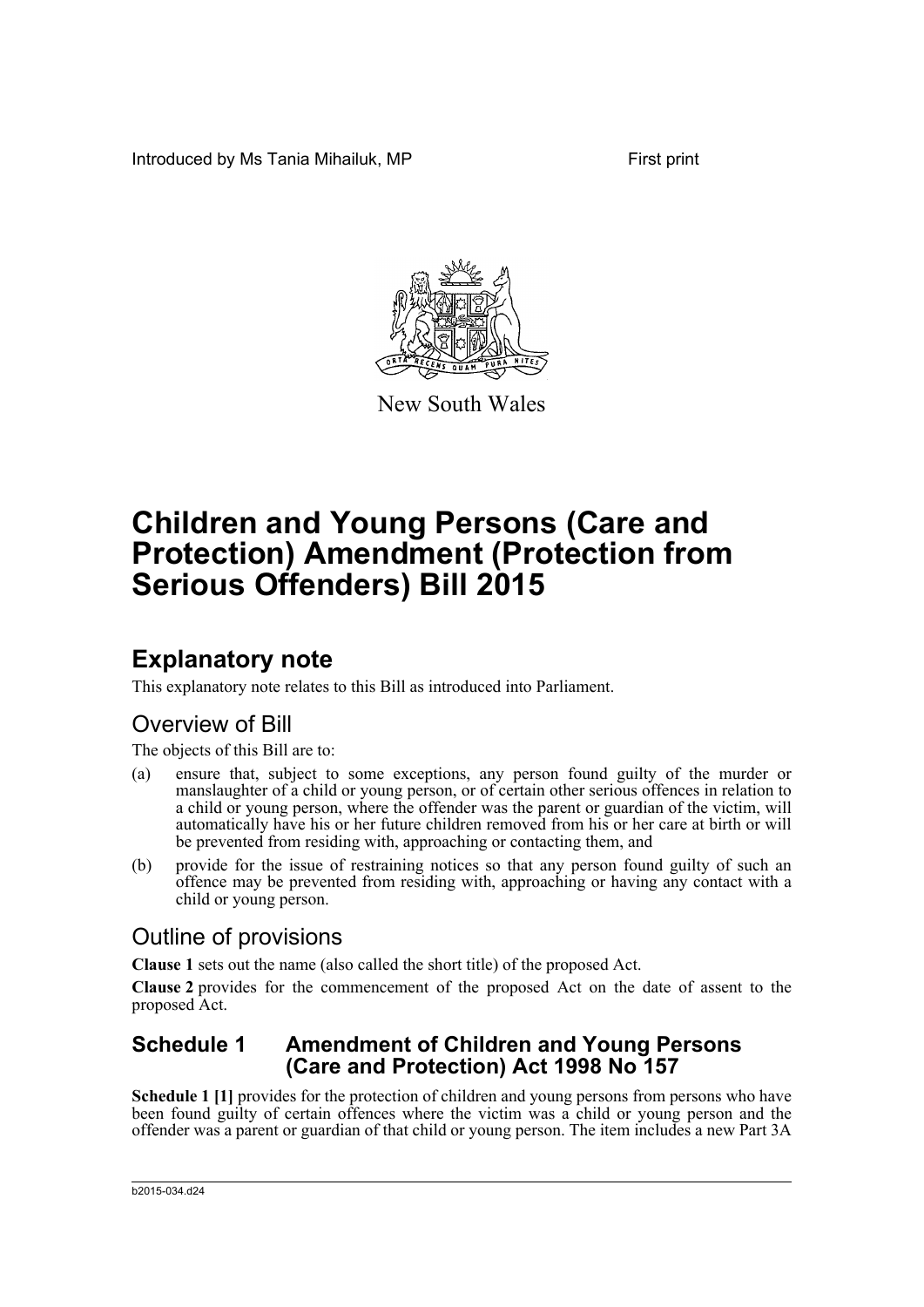Introduced by Ms Tania Mihailuk, MP First print

New South Wales

# Children and Young Persons (Care and Protection) Amendment (Protection from Serious Offenders) Bill 2015

## Explanatory note

This explanatory note relates to this Bill as introduced into Parliament.

### Overview of Bill

The objects of this Bill are to:

(a) ensure that, subject to some exceptions, any person found guilty of the murder or manslaughter of a child or young person, or of certain other serious offences in relation to a child or young person, where the offender was the parent or guardian of the victim, will automatically have his or her future children removed from his or her care at birth or will be prevented from residing with, approaching or contacting them, and

(b) provide for the issue of restraining notices so that any person found guilty of such an offence may be prevented from residing with, approaching or having any contact with a child or young person.

### Outline of provisions

**Clause 1** sets out the name (also called the short title) of the proposed Act.

**Clause 2** provides for the commencement of the proposed Act on the date of assent to the proposed Act.

## Schedule 1 Amendment of Children and Young Persons (Care and Protection) Act 1998 No 157

**Schedule 1 [1]** provides for the protection of children and young persons from persons who have been found guilty of certain offences where the victim was a child or young person and the offender was a parent or guardian of that child or young person. The item includes a new Part 3A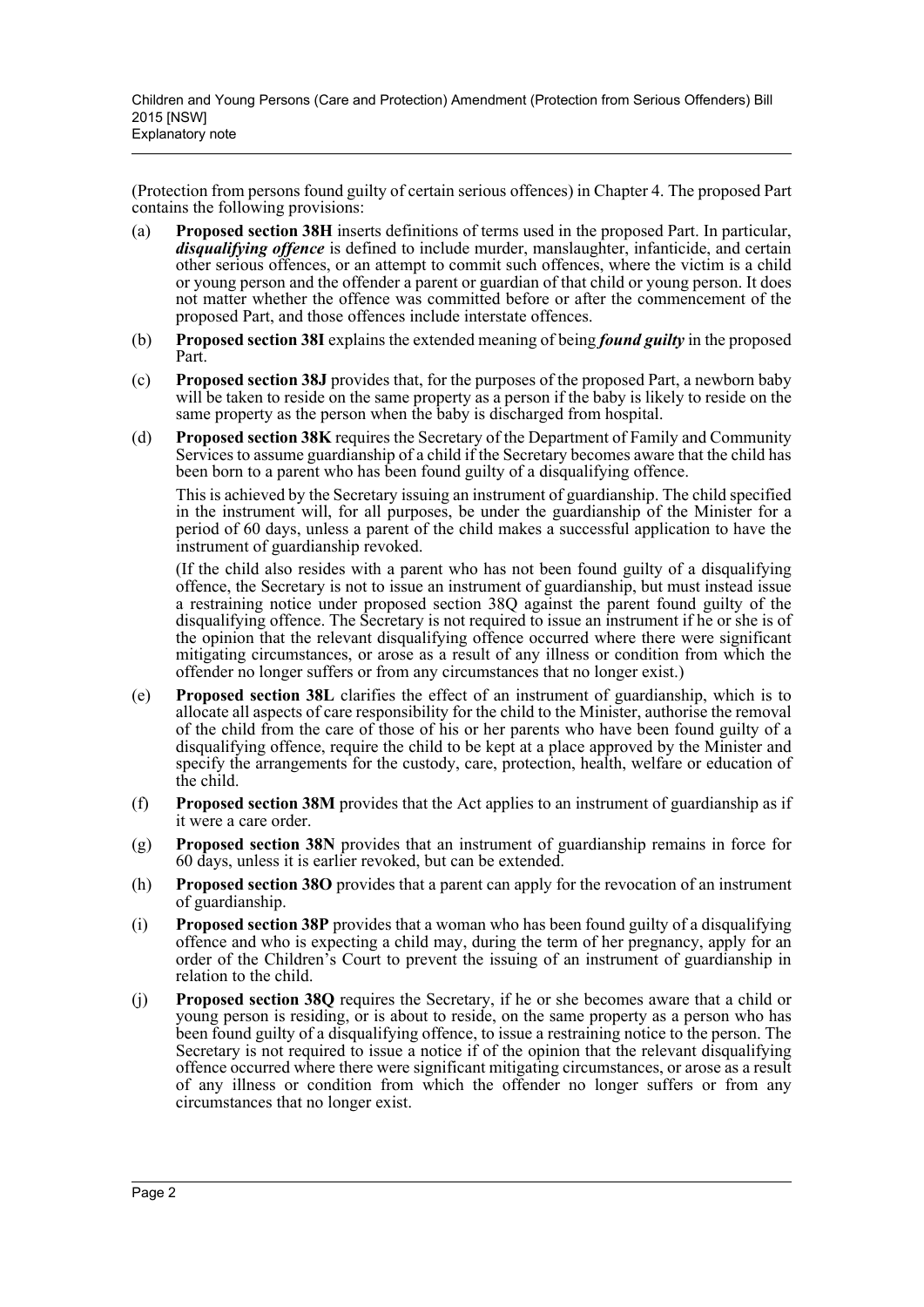(Protection from persons found guilty of certain serious offences) in Chapter 4. The proposed Part contains the following provisions:

(a) **Proposed section 38H** inserts definitions of terms used in the proposed Part. In particular, ***disqualifying offence*** is defined to include murder, manslaughter, infanticide, and certain other serious offences, or an attempt to commit such offences, where the victim is a child or young person and the offender a parent or guardian of that child or young person. It does not matter whether the offence was committed before or after the commencement of the proposed Part, and those offences include interstate offences.

(b) **Proposed section 38I** explains the extended meaning of being ***found guilty*** in the proposed Part.

(c) **Proposed section 38J** provides that, for the purposes of the proposed Part, a newborn baby will be taken to reside on the same property as a person if the baby is likely to reside on the same property as the person when the baby is discharged from hospital.

(d) **Proposed section 38K** requires the Secretary of the Department of Family and Community Services to assume guardianship of a child if the Secretary becomes aware that the child has been born to a parent who has been found guilty of a disqualifying offence.

    This is achieved by the Secretary issuing an instrument of guardianship. The child specified in the instrument will, for all purposes, be under the guardianship of the Minister for a period of 60 days, unless a parent of the child makes a successful application to have the instrument of guardianship revoked.

    (If the child also resides with a parent who has not been found guilty of a disqualifying offence, the Secretary is not to issue an instrument of guardianship, but must instead issue a restraining notice under proposed section 38Q against the parent found guilty of the disqualifying offence. The Secretary is not required to issue an instrument if he or she is of the opinion that the relevant disqualifying offence occurred where there were significant mitigating circumstances, or arose as a result of any illness or condition from which the offender no longer suffers or from any circumstances that no longer exist.)

(e) **Proposed section 38L** clarifies the effect of an instrument of guardianship, which is to allocate all aspects of care responsibility for the child to the Minister, authorise the removal of the child from the care of those of his or her parents who have been found guilty of a disqualifying offence, require the child to be kept at a place approved by the Minister and specify the arrangements for the custody, care, protection, health, welfare or education of the child.

(f) **Proposed section 38M** provides that the Act applies to an instrument of guardianship as if it were a care order.

(g) **Proposed section 38N** provides that an instrument of guardianship remains in force for 60 days, unless it is earlier revoked, but can be extended.

(h) **Proposed section 38O** provides that a parent can apply for the revocation of an instrument of guardianship.

(i) **Proposed section 38P** provides that a woman who has been found guilty of a disqualifying offence and who is expecting a child may, during the term of her pregnancy, apply for an order of the Children's Court to prevent the issuing of an instrument of guardianship in relation to the child.

(j) **Proposed section 38Q** requires the Secretary, if he or she becomes aware that a child or young person is residing, or is about to reside, on the same property as a person who has been found guilty of a disqualifying offence, to issue a restraining notice to the person. The Secretary is not required to issue a notice if of the opinion that the relevant disqualifying offence occurred where there were significant mitigating circumstances, or arose as a result of any illness or condition from which the offender no longer suffers or from any circumstances that no longer exist.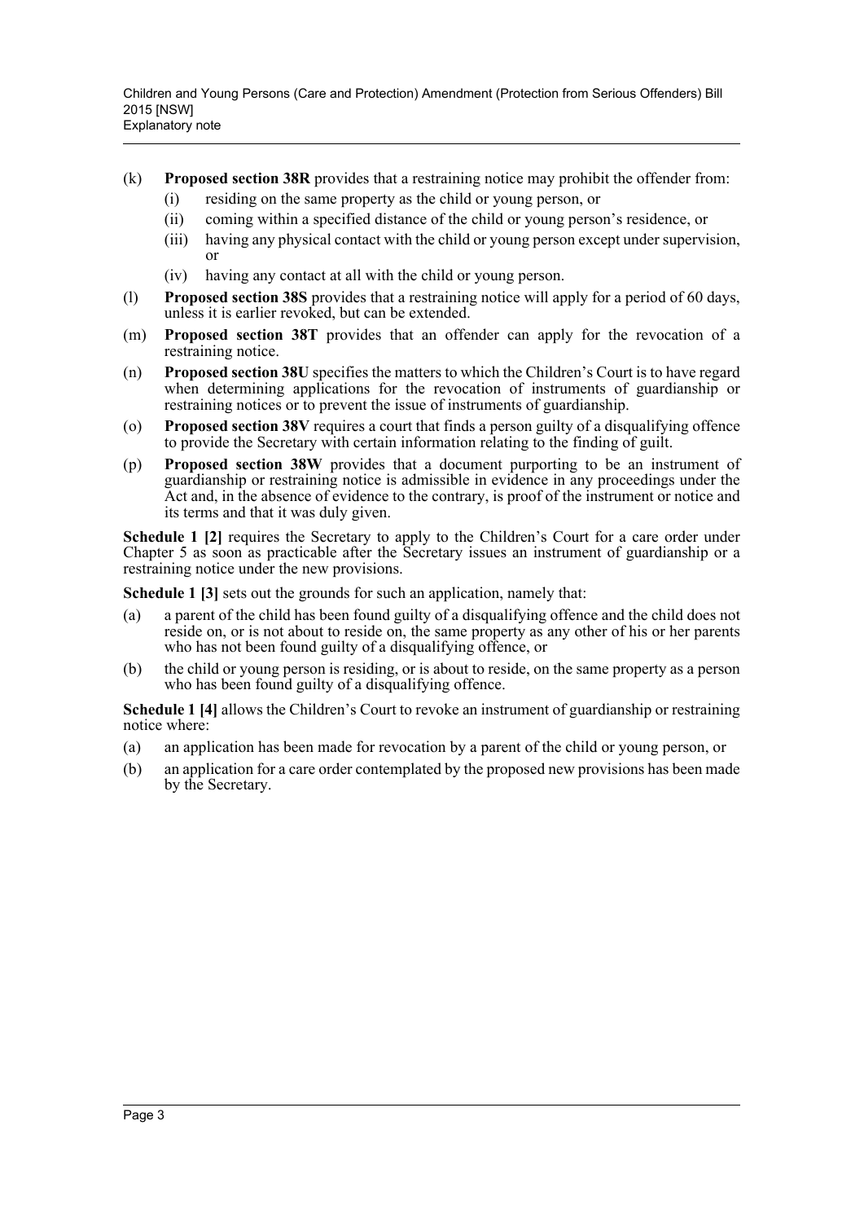(k) **Proposed section 38R** provides that a restraining notice may prohibit the offender from:

   (i) residing on the same property as the child or young person, or

   (ii) coming within a specified distance of the child or young person's residence, or

   (iii) having any physical contact with the child or young person except under supervision, or

   (iv) having any contact at all with the child or young person.

(l) **Proposed section 38S** provides that a restraining notice will apply for a period of 60 days, unless it is earlier revoked, but can be extended.

(m) **Proposed section 38T** provides that an offender can apply for the revocation of a restraining notice.

(n) **Proposed section 38U** specifies the matters to which the Children's Court is to have regard when determining applications for the revocation of instruments of guardianship or restraining notices or to prevent the issue of instruments of guardianship.

(o) **Proposed section 38V** requires a court that finds a person guilty of a disqualifying offence to provide the Secretary with certain information relating to the finding of guilt.

(p) **Proposed section 38W** provides that a document purporting to be an instrument of guardianship or restraining notice is admissible in evidence in any proceedings under the Act and, in the absence of evidence to the contrary, is proof of the instrument or notice and its terms and that it was duly given.

**Schedule 1 [2]** requires the Secretary to apply to the Children's Court for a care order under Chapter 5 as soon as practicable after the Secretary issues an instrument of guardianship or a restraining notice under the new provisions.

**Schedule 1 [3]** sets out the grounds for such an application, namely that:

(a) a parent of the child has been found guilty of a disqualifying offence and the child does not reside on, or is not about to reside on, the same property as any other of his or her parents who has not been found guilty of a disqualifying offence, or

(b) the child or young person is residing, or is about to reside, on the same property as a person who has been found guilty of a disqualifying offence.

**Schedule 1 [4]** allows the Children's Court to revoke an instrument of guardianship or restraining notice where:

(a) an application has been made for revocation by a parent of the child or young person, or

(b) an application for a care order contemplated by the proposed new provisions has been made by the Secretary.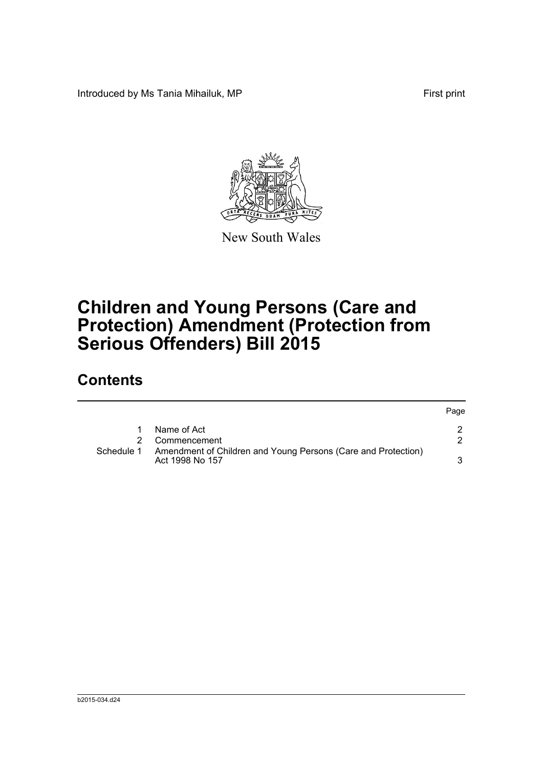Introduced by Ms Tania Mihailuk, MP

First print

New South Wales

# Children and Young Persons (Care and Protection) Amendment (Protection from Serious Offenders) Bill 2015

## Contents

| | | Page |
|---|---|---|
| 1 | Name of Act | 2 |
| 2 | Commencement | 2 |
| Schedule 1 | Amendment of Children and Young Persons (Care and Protection) Act 1998 No 157 | 3 |

b2015-034.d24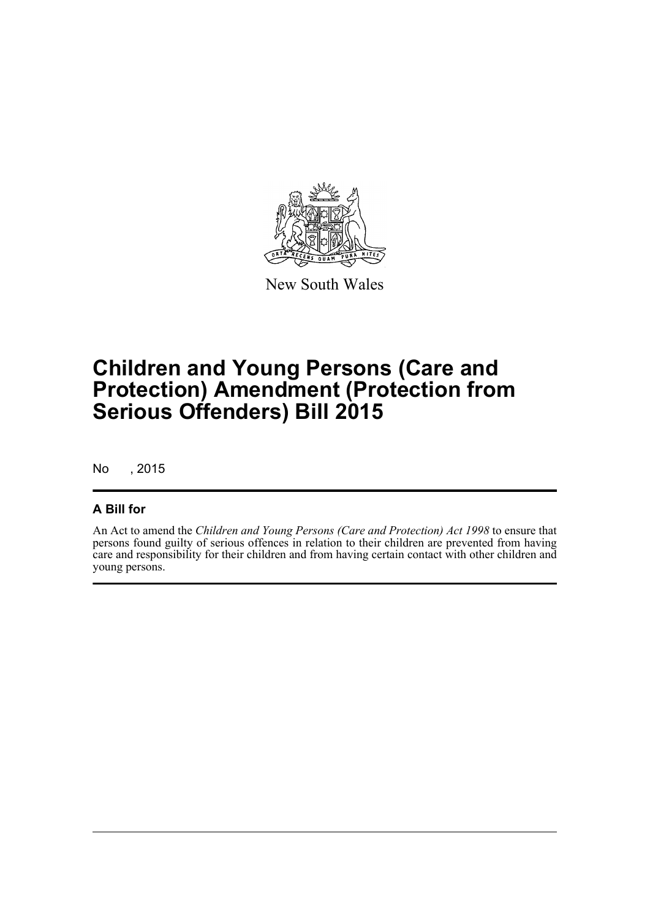New South Wales

# Children and Young Persons (Care and Protection) Amendment (Protection from Serious Offenders) Bill 2015

No , 2015

## A Bill for

An Act to amend the *Children and Young Persons (Care and Protection) Act 1998* to ensure that persons found guilty of serious offences in relation to their children are prevented from having care and responsibility for their children and from having certain contact with other children and young persons.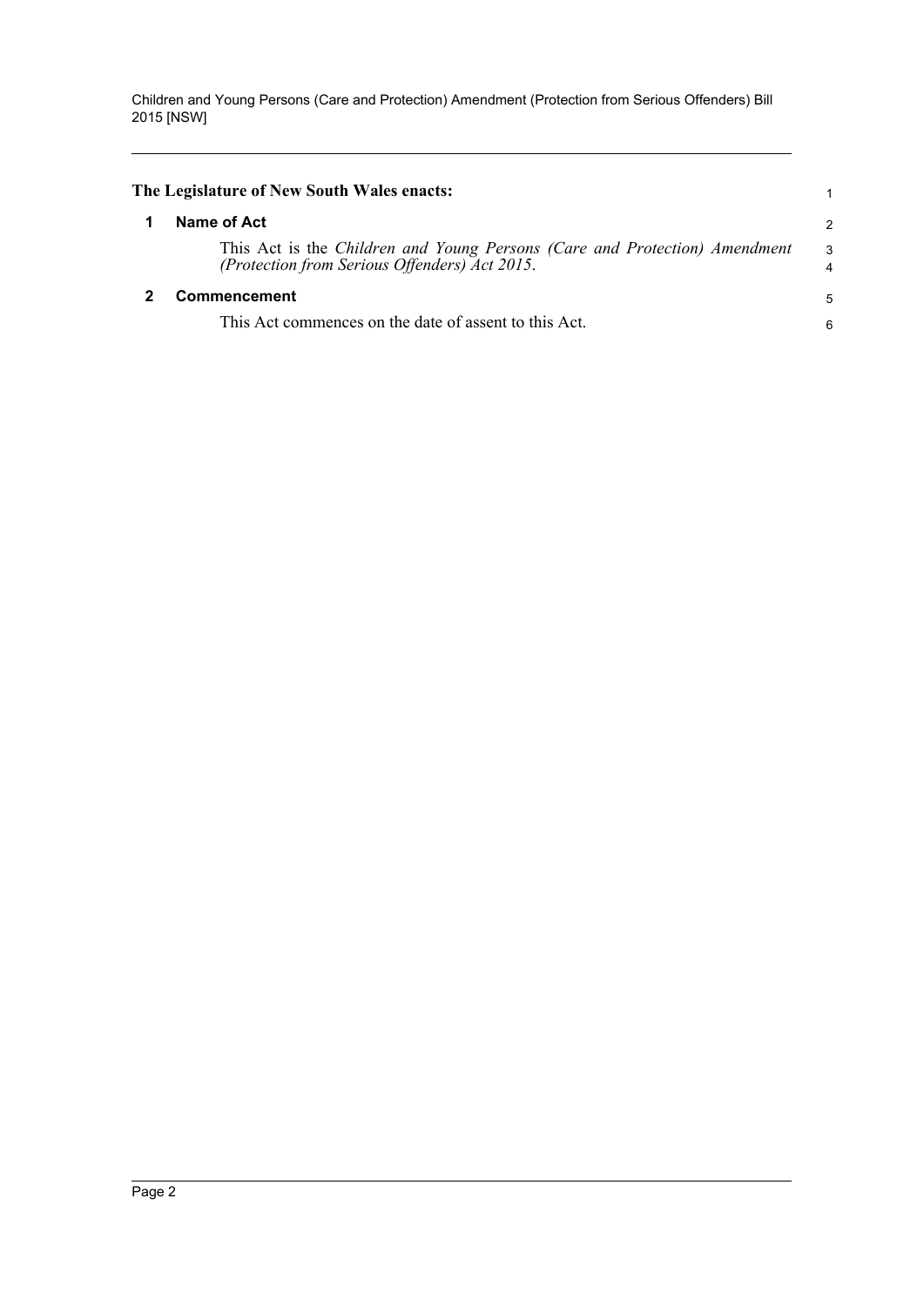**The Legislature of New South Wales enacts:**

## 1 Name of Act

This Act is the *Children and Young Persons (Care and Protection) Amendment (Protection from Serious Offenders) Act 2015*.

## 2 Commencement

This Act commences on the date of assent to this Act.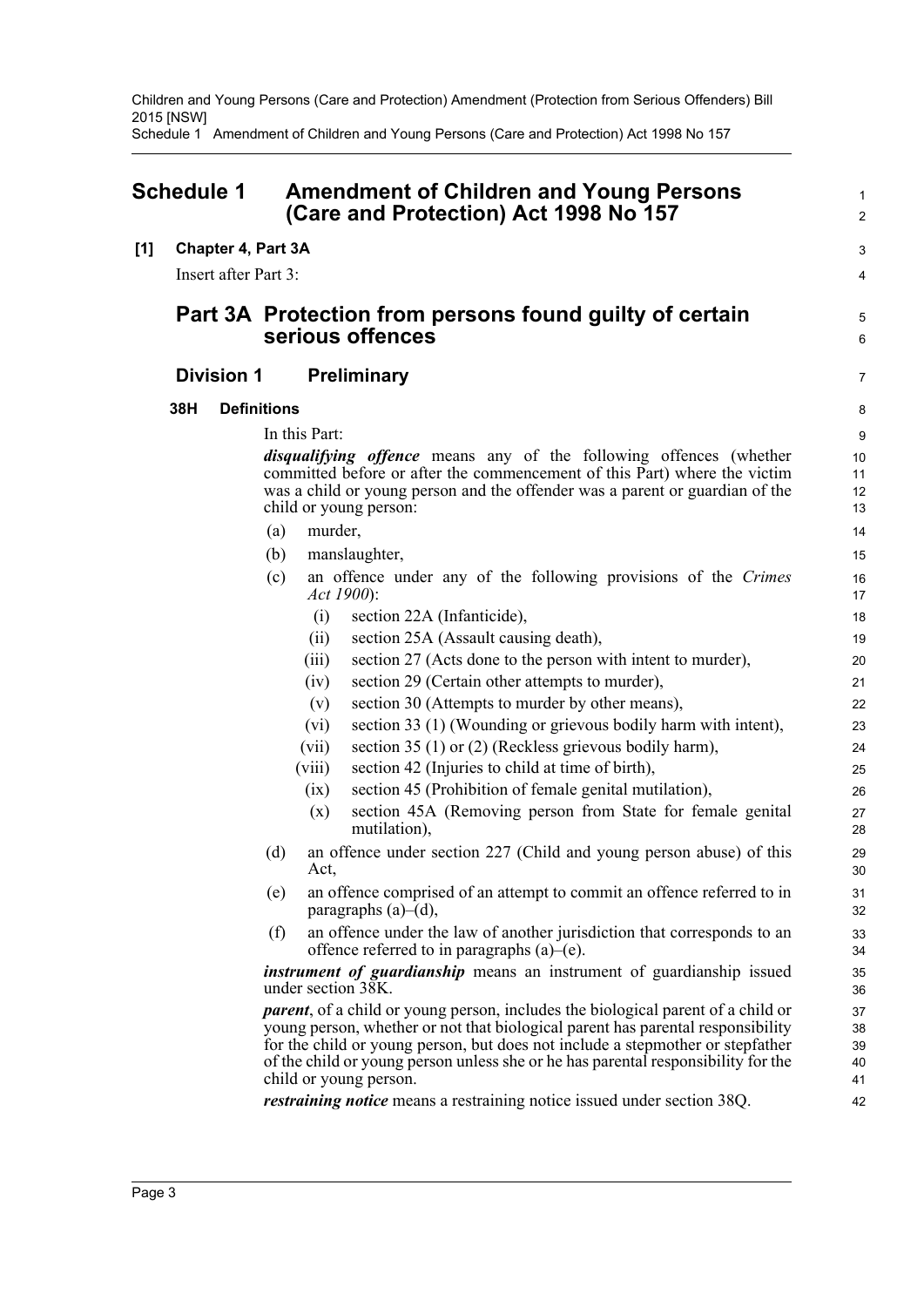# Schedule 1 Amendment of Children and Young Persons (Care and Protection) Act 1998 No 157

**[1] Chapter 4, Part 3A**

Insert after Part 3:

## Part 3A Protection from persons found guilty of certain serious offences

### Division 1 Preliminary

#### 38H Definitions

In this Part:

***disqualifying offence*** means any of the following offences (whether committed before or after the commencement of this Part) where the victim was a child or young person and the offender was a parent or guardian of the child or young person:

(a) murder,

(b) manslaughter,

(c) an offence under any of the following provisions of the *Crimes Act 1900*):

- (i) section 22A (Infanticide),
- (ii) section 25A (Assault causing death),
- (iii) section 27 (Acts done to the person with intent to murder),
- (iv) section 29 (Certain other attempts to murder),
- (v) section 30 (Attempts to murder by other means),
- (vi) section 33 (1) (Wounding or grievous bodily harm with intent),
- (vii) section 35 (1) or (2) (Reckless grievous bodily harm),
- (viii) section 42 (Injuries to child at time of birth),
- (ix) section 45 (Prohibition of female genital mutilation),
- (x) section 45A (Removing person from State for female genital mutilation),

(d) an offence under section 227 (Child and young person abuse) of this Act,

(e) an offence comprised of an attempt to commit an offence referred to in paragraphs (a)–(d),

(f) an offence under the law of another jurisdiction that corresponds to an offence referred to in paragraphs (a)–(e).

***instrument of guardianship*** means an instrument of guardianship issued under section 38K.

***parent***, of a child or young person, includes the biological parent of a child or young person, whether or not that biological parent has parental responsibility for the child or young person, but does not include a stepmother or stepfather of the child or young person unless she or he has parental responsibility for the child or young person.

***restraining notice*** means a restraining notice issued under section 38Q.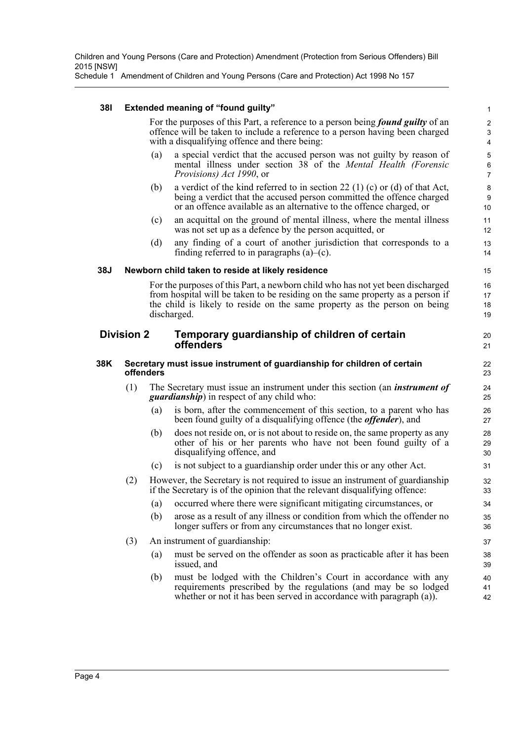### 38I Extended meaning of "found guilty"

For the purposes of this Part, a reference to a person being ***found guilty*** of an offence will be taken to include a reference to a person having been charged with a disqualifying offence and there being:

(a) a special verdict that the accused person was not guilty by reason of mental illness under section 38 of the *Mental Health (Forensic Provisions) Act 1990*, or

(b) a verdict of the kind referred to in section 22 (1) (c) or (d) of that Act, being a verdict that the accused person committed the offence charged or an offence available as an alternative to the offence charged, or

(c) an acquittal on the ground of mental illness, where the mental illness was not set up as a defence by the person acquitted, or

(d) any finding of a court of another jurisdiction that corresponds to a finding referred to in paragraphs (a)–(c).

### 38J Newborn child taken to reside at likely residence

For the purposes of this Part, a newborn child who has not yet been discharged from hospital will be taken to be residing on the same property as a person if the child is likely to reside on the same property as the person on being discharged.

## Division 2 Temporary guardianship of children of certain offenders

### 38K Secretary must issue instrument of guardianship for children of certain offenders

(1) The Secretary must issue an instrument under this section (an ***instrument of guardianship***) in respect of any child who:

(a) is born, after the commencement of this section, to a parent who has been found guilty of a disqualifying offence (the ***offender***), and

(b) does not reside on, or is not about to reside on, the same property as any other of his or her parents who have not been found guilty of a disqualifying offence, and

(c) is not subject to a guardianship order under this or any other Act.

(2) However, the Secretary is not required to issue an instrument of guardianship if the Secretary is of the opinion that the relevant disqualifying offence:

(a) occurred where there were significant mitigating circumstances, or

(b) arose as a result of any illness or condition from which the offender no longer suffers or from any circumstances that no longer exist.

(3) An instrument of guardianship:

(a) must be served on the offender as soon as practicable after it has been issued, and

(b) must be lodged with the Children's Court in accordance with any requirements prescribed by the regulations (and may be so lodged whether or not it has been served in accordance with paragraph (a)).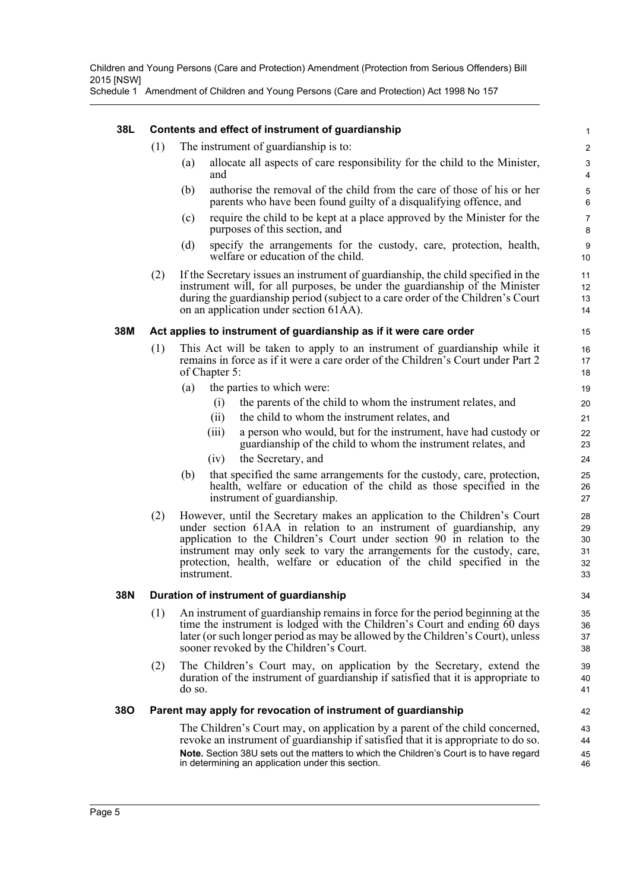**38L Contents and effect of instrument of guardianship**

(1) The instrument of guardianship is to:

(a) allocate all aspects of care responsibility for the child to the Minister, and

(b) authorise the removal of the child from the care of those of his or her parents who have been found guilty of a disqualifying offence, and

(c) require the child to be kept at a place approved by the Minister for the purposes of this section, and

(d) specify the arrangements for the custody, care, protection, health, welfare or education of the child.

(2) If the Secretary issues an instrument of guardianship, the child specified in the instrument will, for all purposes, be under the guardianship of the Minister during the guardianship period (subject to a care order of the Children's Court on an application under section 61AA).

**38M Act applies to instrument of guardianship as if it were care order**

(1) This Act will be taken to apply to an instrument of guardianship while it remains in force as if it were a care order of the Children's Court under Part 2 of Chapter 5:

(a) the parties to which were:

(i) the parents of the child to whom the instrument relates, and

(ii) the child to whom the instrument relates, and

(iii) a person who would, but for the instrument, have had custody or guardianship of the child to whom the instrument relates, and

(iv) the Secretary, and

(b) that specified the same arrangements for the custody, care, protection, health, welfare or education of the child as those specified in the instrument of guardianship.

(2) However, until the Secretary makes an application to the Children's Court under section 61AA in relation to an instrument of guardianship, any application to the Children's Court under section 90 in relation to the instrument may only seek to vary the arrangements for the custody, care, protection, health, welfare or education of the child specified in the instrument.

**38N Duration of instrument of guardianship**

(1) An instrument of guardianship remains in force for the period beginning at the time the instrument is lodged with the Children's Court and ending 60 days later (or such longer period as may be allowed by the Children's Court), unless sooner revoked by the Children's Court.

(2) The Children's Court may, on application by the Secretary, extend the duration of the instrument of guardianship if satisfied that it is appropriate to do so.

**38O Parent may apply for revocation of instrument of guardianship**

The Children's Court may, on application by a parent of the child concerned, revoke an instrument of guardianship if satisfied that it is appropriate to do so.

**Note.** Section 38U sets out the matters to which the Children's Court is to have regard in determining an application under this section.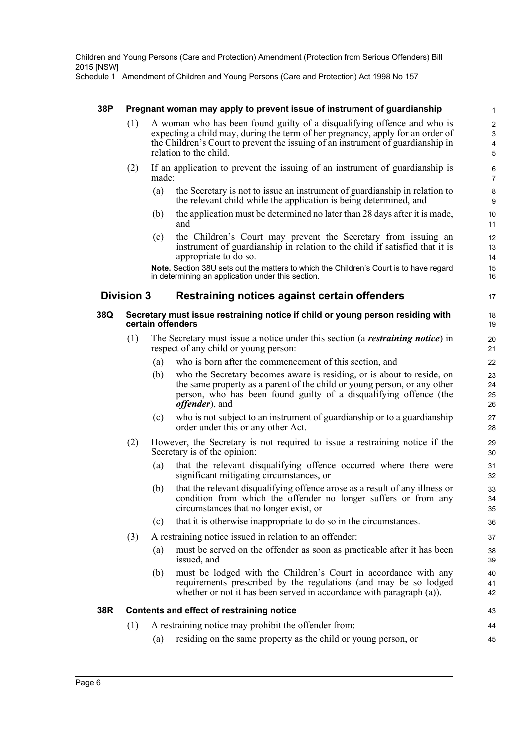**38P Pregnant woman may apply to prevent issue of instrument of guardianship**

(1) A woman who has been found guilty of a disqualifying offence and who is expecting a child may, during the term of her pregnancy, apply for an order of the Children's Court to prevent the issuing of an instrument of guardianship in relation to the child.

(2) If an application to prevent the issuing of an instrument of guardianship is made:

(a) the Secretary is not to issue an instrument of guardianship in relation to the relevant child while the application is being determined, and

(b) the application must be determined no later than 28 days after it is made, and

(c) the Children's Court may prevent the Secretary from issuing an instrument of guardianship in relation to the child if satisfied that it is appropriate to do so.

**Note.** Section 38U sets out the matters to which the Children's Court is to have regard in determining an application under this section.

## Division 3 Restraining notices against certain offenders

**38Q Secretary must issue restraining notice if child or young person residing with certain offenders**

(1) The Secretary must issue a notice under this section (a ***restraining notice***) in respect of any child or young person:

(a) who is born after the commencement of this section, and

(b) who the Secretary becomes aware is residing, or is about to reside, on the same property as a parent of the child or young person, or any other person, who has been found guilty of a disqualifying offence (the ***offender***), and

(c) who is not subject to an instrument of guardianship or to a guardianship order under this or any other Act.

(2) However, the Secretary is not required to issue a restraining notice if the Secretary is of the opinion:

(a) that the relevant disqualifying offence occurred where there were significant mitigating circumstances, or

(b) that the relevant disqualifying offence arose as a result of any illness or condition from which the offender no longer suffers or from any circumstances that no longer exist, or

(c) that it is otherwise inappropriate to do so in the circumstances.

(3) A restraining notice issued in relation to an offender:

(a) must be served on the offender as soon as practicable after it has been issued, and

(b) must be lodged with the Children's Court in accordance with any requirements prescribed by the regulations (and may be so lodged whether or not it has been served in accordance with paragraph (a)).

**38R Contents and effect of restraining notice**

(1) A restraining notice may prohibit the offender from:

(a) residing on the same property as the child or young person, or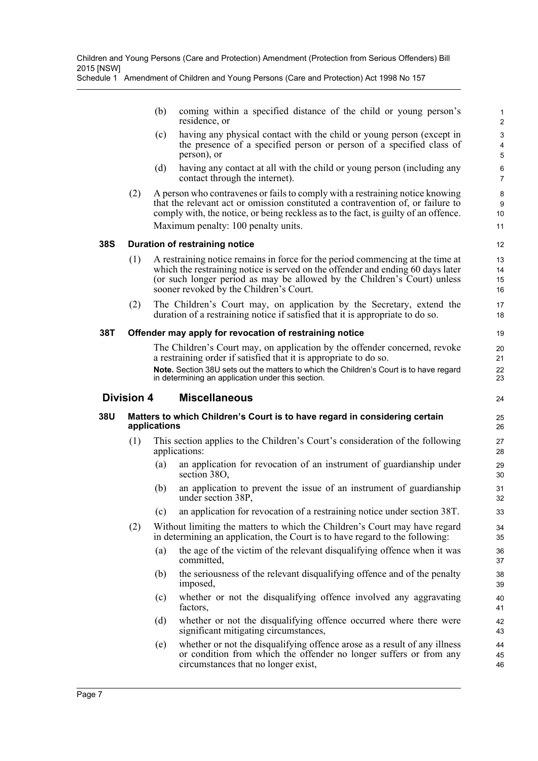(b) coming within a specified distance of the child or young person's residence, or

(c) having any physical contact with the child or young person (except in the presence of a specified person or person of a specified class of person), or

(d) having any contact at all with the child or young person (including any contact through the internet).

(2) A person who contravenes or fails to comply with a restraining notice knowing that the relevant act or omission constituted a contravention of, or failure to comply with, the notice, or being reckless as to the fact, is guilty of an offence.

Maximum penalty: 100 penalty units.

### 38S Duration of restraining notice

(1) A restraining notice remains in force for the period commencing at the time at which the restraining notice is served on the offender and ending 60 days later (or such longer period as may be allowed by the Children's Court) unless sooner revoked by the Children's Court.

(2) The Children's Court may, on application by the Secretary, extend the duration of a restraining notice if satisfied that it is appropriate to do so.

### 38T Offender may apply for revocation of restraining notice

The Children's Court may, on application by the offender concerned, revoke a restraining order if satisfied that it is appropriate to do so.

**Note.** Section 38U sets out the matters to which the Children's Court is to have regard in determining an application under this section.

## Division 4 Miscellaneous

### 38U Matters to which Children's Court is to have regard in considering certain applications

(1) This section applies to the Children's Court's consideration of the following applications:

(a) an application for revocation of an instrument of guardianship under section 38O,

(b) an application to prevent the issue of an instrument of guardianship under section 38P,

(c) an application for revocation of a restraining notice under section 38T.

(2) Without limiting the matters to which the Children's Court may have regard in determining an application, the Court is to have regard to the following:

(a) the age of the victim of the relevant disqualifying offence when it was committed,

(b) the seriousness of the relevant disqualifying offence and of the penalty imposed,

(c) whether or not the disqualifying offence involved any aggravating factors,

(d) whether or not the disqualifying offence occurred where there were significant mitigating circumstances,

(e) whether or not the disqualifying offence arose as a result of any illness or condition from which the offender no longer suffers or from any circumstances that no longer exist,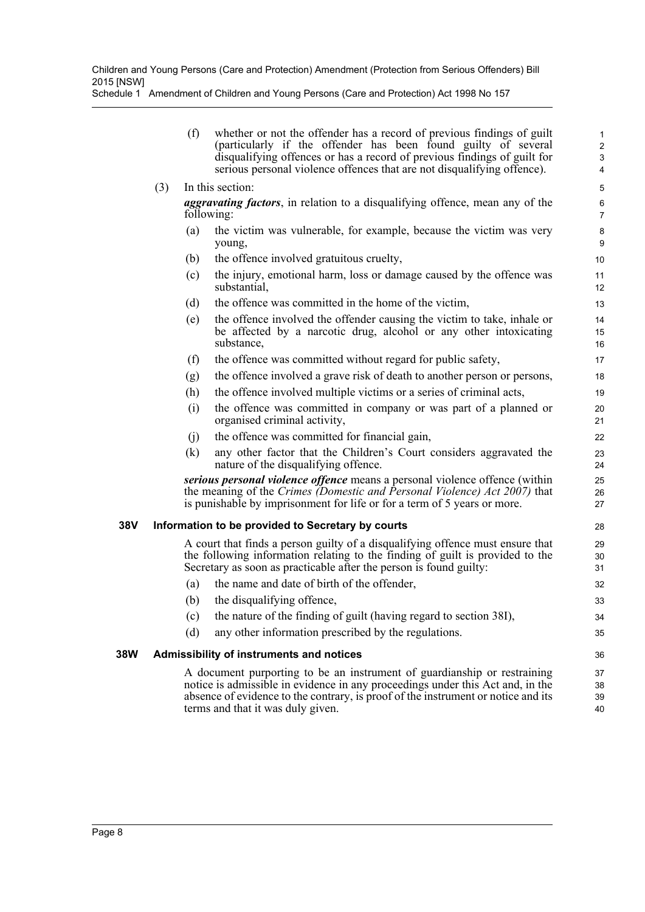(f) whether or not the offender has a record of previous findings of guilt (particularly if the offender has been found guilty of several disqualifying offences or has a record of previous findings of guilt for serious personal violence offences that are not disqualifying offence).

(3) In this section:

***aggravating factors***, in relation to a disqualifying offence, mean any of the following:

(a) the victim was vulnerable, for example, because the victim was very young,

(b) the offence involved gratuitous cruelty,

(c) the injury, emotional harm, loss or damage caused by the offence was substantial,

(d) the offence was committed in the home of the victim,

(e) the offence involved the offender causing the victim to take, inhale or be affected by a narcotic drug, alcohol or any other intoxicating substance,

(f) the offence was committed without regard for public safety,

(g) the offence involved a grave risk of death to another person or persons,

(h) the offence involved multiple victims or a series of criminal acts,

(i) the offence was committed in company or was part of a planned or organised criminal activity,

(j) the offence was committed for financial gain,

(k) any other factor that the Children's Court considers aggravated the nature of the disqualifying offence.

***serious personal violence offence*** means a personal violence offence (within the meaning of the *Crimes (Domestic and Personal Violence) Act 2007)* that is punishable by imprisonment for life or for a term of 5 years or more.

### 38V Information to be provided to Secretary by courts

A court that finds a person guilty of a disqualifying offence must ensure that the following information relating to the finding of guilt is provided to the Secretary as soon as practicable after the person is found guilty:

(a) the name and date of birth of the offender,

(b) the disqualifying offence,

(c) the nature of the finding of guilt (having regard to section 38I),

(d) any other information prescribed by the regulations.

### 38W Admissibility of instruments and notices

A document purporting to be an instrument of guardianship or restraining notice is admissible in evidence in any proceedings under this Act and, in the absence of evidence to the contrary, is proof of the instrument or notice and its terms and that it was duly given.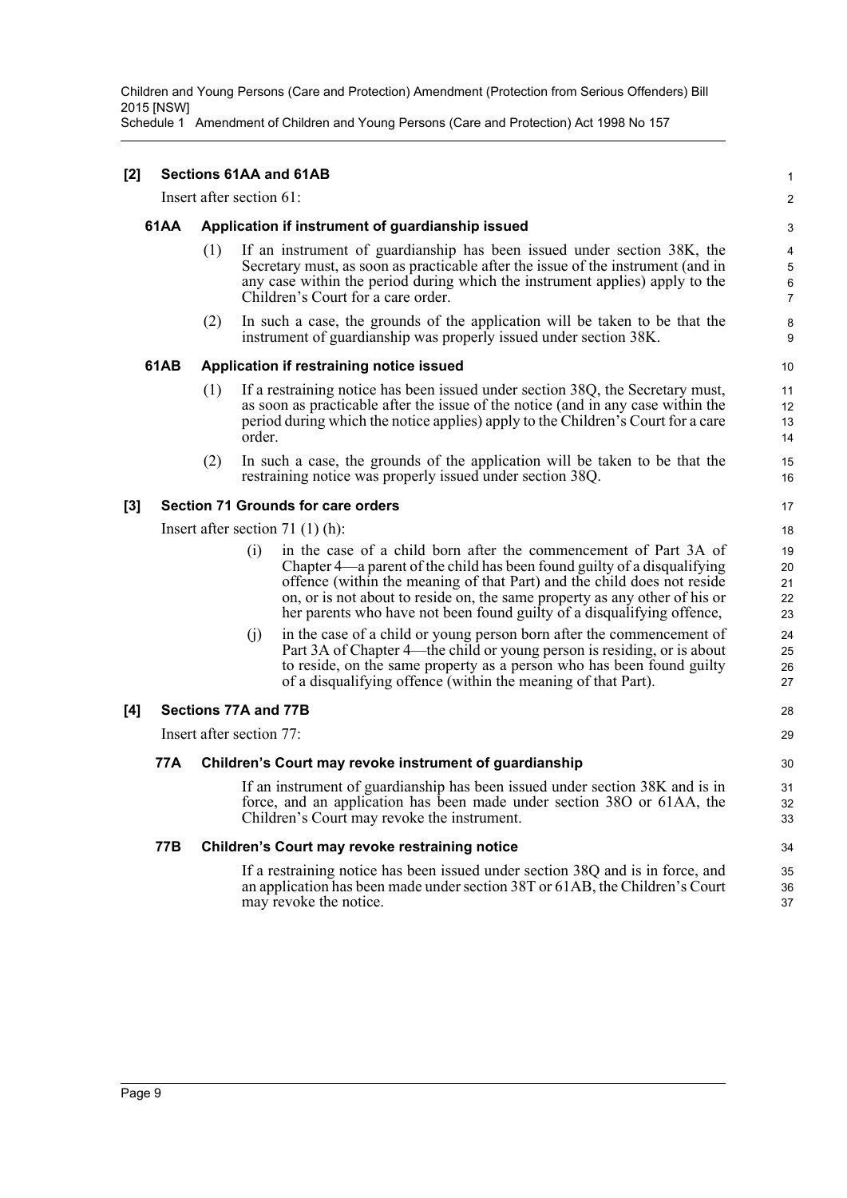**[2] Sections 61AA and 61AB**

Insert after section 61:

**61AA Application if instrument of guardianship issued**

(1) If an instrument of guardianship has been issued under section 38K, the Secretary must, as soon as practicable after the issue of the instrument (and in any case within the period during which the instrument applies) apply to the Children's Court for a care order.

(2) In such a case, the grounds of the application will be taken to be that the instrument of guardianship was properly issued under section 38K.

**61AB Application if restraining notice issued**

(1) If a restraining notice has been issued under section 38Q, the Secretary must, as soon as practicable after the issue of the notice (and in any case within the period during which the notice applies) apply to the Children's Court for a care order.

(2) In such a case, the grounds of the application will be taken to be that the restraining notice was properly issued under section 38Q.

**[3] Section 71 Grounds for care orders**

Insert after section 71 (1) (h):

(i) in the case of a child born after the commencement of Part 3A of Chapter 4—a parent of the child has been found guilty of a disqualifying offence (within the meaning of that Part) and the child does not reside on, or is not about to reside on, the same property as any other of his or her parents who have not been found guilty of a disqualifying offence,

(j) in the case of a child or young person born after the commencement of Part 3A of Chapter 4—the child or young person is residing, or is about to reside, on the same property as a person who has been found guilty of a disqualifying offence (within the meaning of that Part).

**[4] Sections 77A and 77B**

Insert after section 77:

**77A Children's Court may revoke instrument of guardianship**

If an instrument of guardianship has been issued under section 38K and is in force, and an application has been made under section 38O or 61AA, the Children's Court may revoke the instrument.

**77B Children's Court may revoke restraining notice**

If a restraining notice has been issued under section 38Q and is in force, and an application has been made under section 38T or 61AB, the Children's Court may revoke the notice.